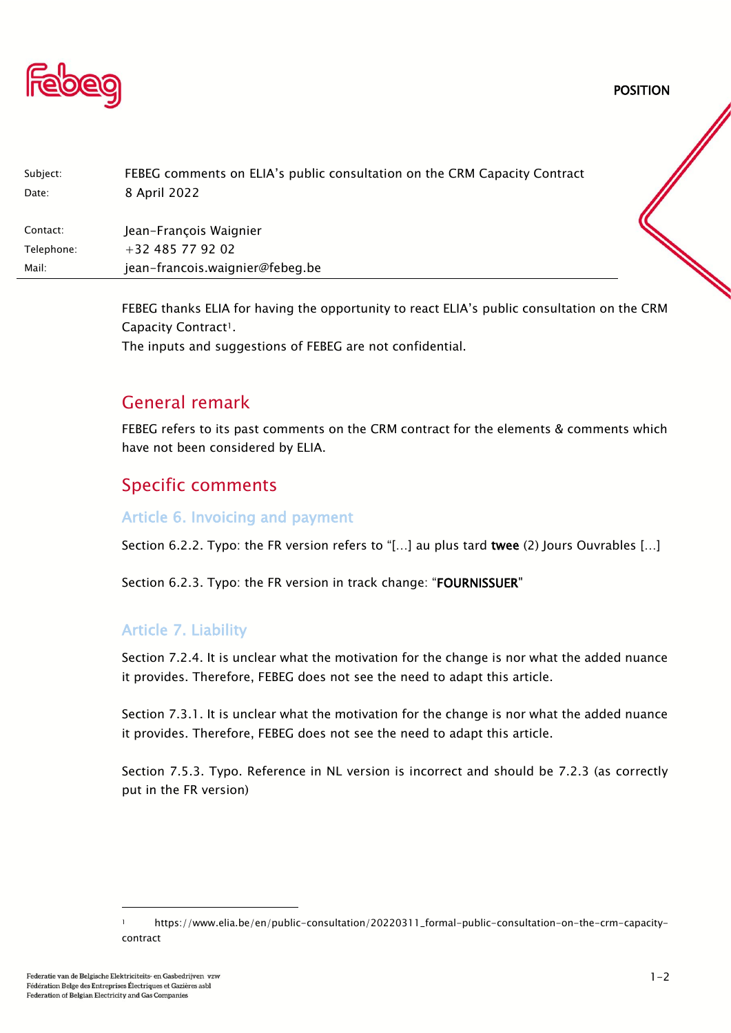POSITION

| | |
|---|---|
| Subject: | FEBEG comments on ELIA's public consultation on the CRM Capacity Contract |
| Date: | 8 April 2022 |
| Contact: | Jean-François Waignier |
| Telephone: | +32 485 77 92 02 |
| Mail: | jean-francois.waignier@febeg.be |

FEBEG thanks ELIA for having the opportunity to react ELIA's public consultation on the CRM Capacity Contract[1].
The inputs and suggestions of FEBEG are not confidential.

## General remark

FEBEG refers to its past comments on the CRM contract for the elements & comments which have not been considered by ELIA.

## Specific comments

### Article 6. Invoicing and payment

Section 6.2.2. Typo: the FR version refers to "[…] au plus tard **twee** (2) Jours Ouvrables […]

Section 6.2.3. Typo: the FR version in track change: "**FOURNISSUER**"

### Article 7. Liability

Section 7.2.4. It is unclear what the motivation for the change is nor what the added nuance it provides. Therefore, FEBEG does not see the need to adapt this article.

Section 7.3.1. It is unclear what the motivation for the change is nor what the added nuance it provides. Therefore, FEBEG does not see the need to adapt this article.

Section 7.5.3. Typo. Reference in NL version is incorrect and should be 7.2.3 (as correctly put in the FR version)

[1] https://www.elia.be/en/public-consultation/20220311_formal-public-consultation-on-the-crm-capacity-contract

Federatie van de Belgische Elektriciteits- en Gasbedrijven vzw
Fédération Belge des Entreprises Électriques et Gazières asbl
Federation of Belgian Electricity and Gas Companies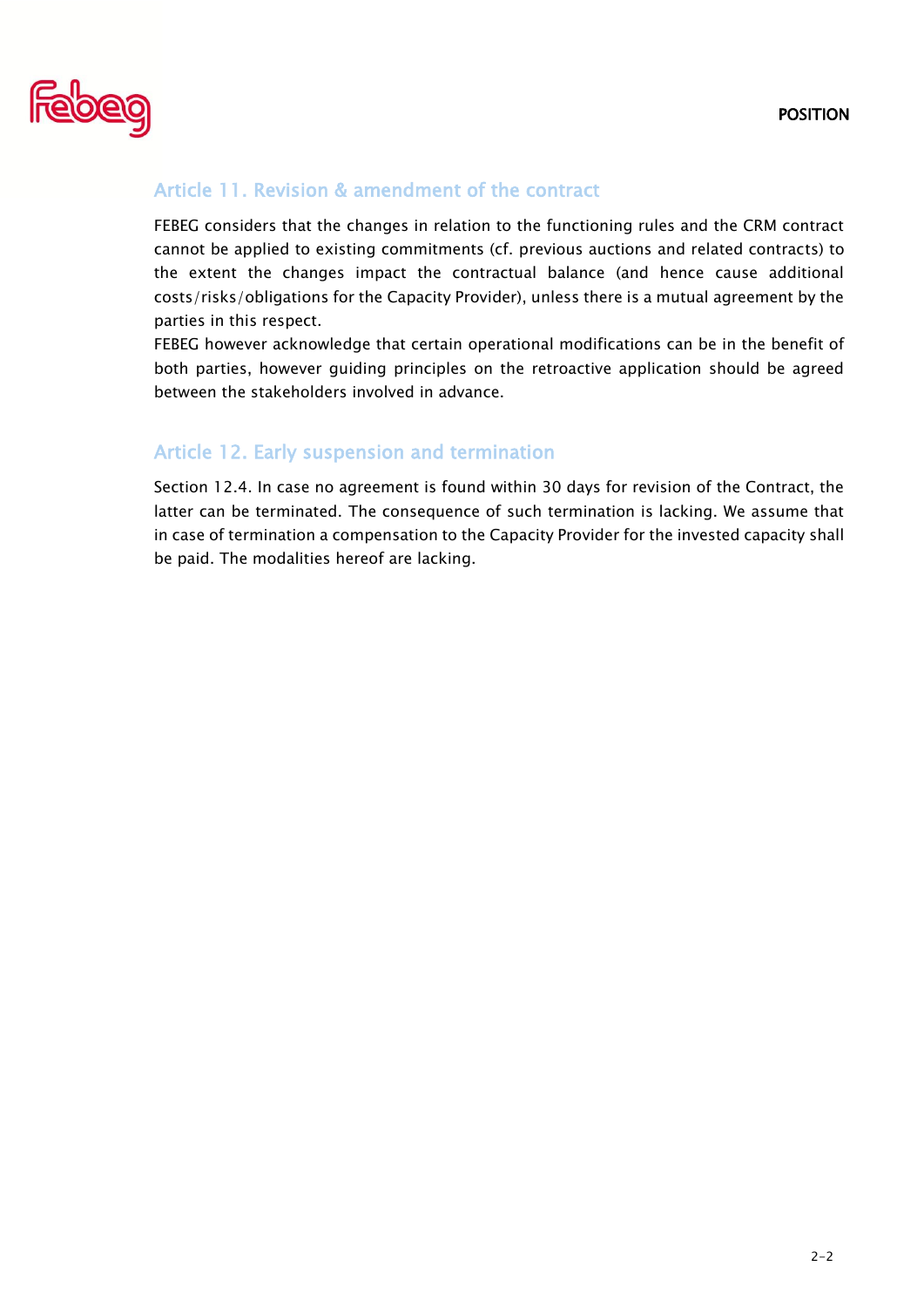## Article 11. Revision & amendment of the contract

FEBEG considers that the changes in relation to the functioning rules and the CRM contract cannot be applied to existing commitments (cf. previous auctions and related contracts) to the extent the changes impact the contractual balance (and hence cause additional costs/risks/obligations for the Capacity Provider), unless there is a mutual agreement by the parties in this respect.

FEBEG however acknowledge that certain operational modifications can be in the benefit of both parties, however guiding principles on the retroactive application should be agreed between the stakeholders involved in advance.

## Article 12. Early suspension and termination

Section 12.4. In case no agreement is found within 30 days for revision of the Contract, the latter can be terminated. The consequence of such termination is lacking. We assume that in case of termination a compensation to the Capacity Provider for the invested capacity shall be paid. The modalities hereof are lacking.